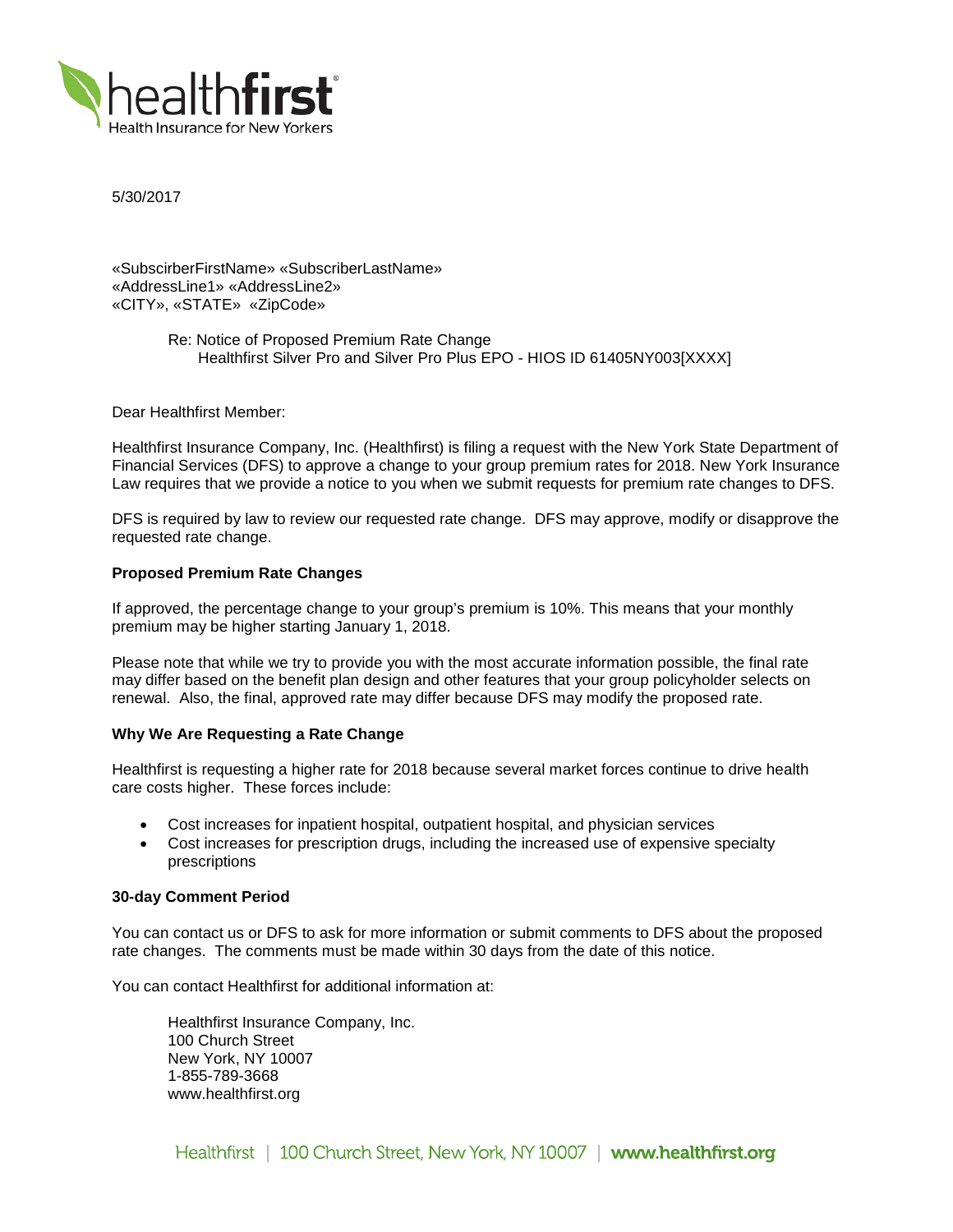healthfirst
Health Insurance for New Yorkers

5/30/2017

«SubscirberFirstName» «SubscriberLastName»
«AddressLine1» «AddressLine2»
«CITY», «STATE» «ZipCode»

Re: Notice of Proposed Premium Rate Change
Healthfirst Silver Pro and Silver Pro Plus EPO - HIOS ID 61405NY003[XXXX]

Dear Healthfirst Member:

Healthfirst Insurance Company, Inc. (Healthfirst) is filing a request with the New York State Department of Financial Services (DFS) to approve a change to your group premium rates for 2018. New York Insurance Law requires that we provide a notice to you when we submit requests for premium rate changes to DFS.

DFS is required by law to review our requested rate change. DFS may approve, modify or disapprove the requested rate change.

**Proposed Premium Rate Changes**

If approved, the percentage change to your group's premium is 10%. This means that your monthly premium may be higher starting January 1, 2018.

Please note that while we try to provide you with the most accurate information possible, the final rate may differ based on the benefit plan design and other features that your group policyholder selects on renewal. Also, the final, approved rate may differ because DFS may modify the proposed rate.

**Why We Are Requesting a Rate Change**

Healthfirst is requesting a higher rate for 2018 because several market forces continue to drive health care costs higher. These forces include:

- Cost increases for inpatient hospital, outpatient hospital, and physician services
- Cost increases for prescription drugs, including the increased use of expensive specialty prescriptions

**30-day Comment Period**

You can contact us or DFS to ask for more information or submit comments to DFS about the proposed rate changes. The comments must be made within 30 days from the date of this notice.

You can contact Healthfirst for additional information at:

Healthfirst Insurance Company, Inc.
100 Church Street
New York, NY 10007
1-855-789-3668
www.healthfirst.org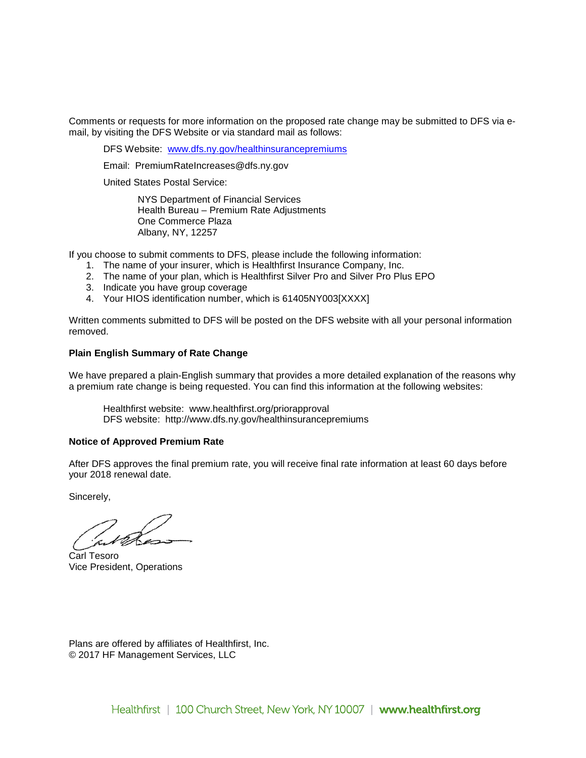Comments or requests for more information on the proposed rate change may be submitted to DFS via e-mail, by visiting the DFS Website or via standard mail as follows:

DFS Website: [www.dfs.ny.gov/healthinsurancepremiums](http://www.dfs.ny.gov/healthinsurancepremiums)

Email: PremiumRateIncreases@dfs.ny.gov

United States Postal Service:

NYS Department of Financial Services
Health Bureau – Premium Rate Adjustments
One Commerce Plaza
Albany, NY, 12257

If you choose to submit comments to DFS, please include the following information:

1. The name of your insurer, which is Healthfirst Insurance Company, Inc.
2. The name of your plan, which is Healthfirst Silver Pro and Silver Pro Plus EPO
3. Indicate you have group coverage
4. Your HIOS identification number, which is 61405NY003[XXXX]

Written comments submitted to DFS will be posted on the DFS website with all your personal information removed.

**Plain English Summary of Rate Change**

We have prepared a plain-English summary that provides a more detailed explanation of the reasons why a premium rate change is being requested. You can find this information at the following websites:

Healthfirst website: www.healthfirst.org/priorapproval
DFS website: http://www.dfs.ny.gov/healthinsurancepremiums

**Notice of Approved Premium Rate**

After DFS approves the final premium rate, you will receive final rate information at least 60 days before your 2018 renewal date.

Sincerely,

Carl Tesoro
Vice President, Operations

Plans are offered by affiliates of Healthfirst, Inc.
© 2017 HF Management Services, LLC

Healthfirst | 100 Church Street, New York, NY 10007 | **www.healthfirst.org**